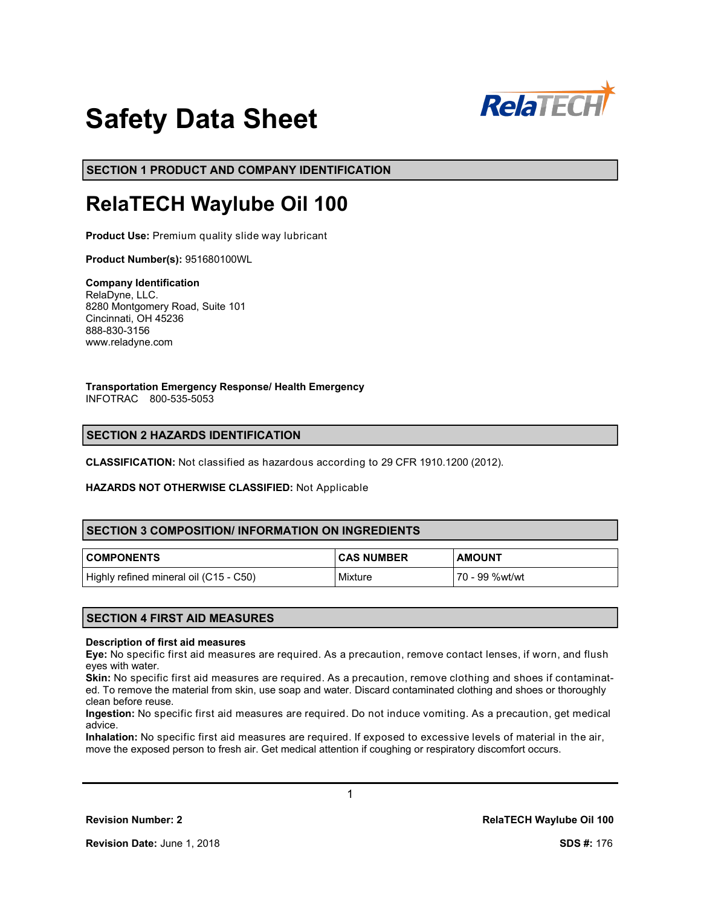# Safety Data Sheet

## SECTION 1 PRODUCT AND COMPANY IDENTIFICATION

# RelaTECH Waylube Oil 100

**Product Use:** Premium quality slide way lubricant

**Product Number(s):** 951680100WL

**Company Identification**
RelaDyne, LLC.
8280 Montgomery Road, Suite 101
Cincinnati, OH 45236
888-830-3156
www.reladyne.com

**Transportation Emergency Response/ Health Emergency**
INFOTRAC 800-535-5053

## SECTION 2 HAZARDS IDENTIFICATION

**CLASSIFICATION:** Not classified as hazardous according to 29 CFR 1910.1200 (2012).

**HAZARDS NOT OTHERWISE CLASSIFIED:** Not Applicable

## SECTION 3 COMPOSITION/ INFORMATION ON INGREDIENTS

| COMPONENTS | CAS NUMBER | AMOUNT |
|---|---|---|
| Highly refined mineral oil (C15 - C50) | Mixture | 70 - 99 %wt/wt |

## SECTION 4 FIRST AID MEASURES

**Description of first aid measures**

**Eye:** No specific first aid measures are required. As a precaution, remove contact lenses, if worn, and flush eyes with water.

**Skin:** No specific first aid measures are required. As a precaution, remove clothing and shoes if contaminated. To remove the material from skin, use soap and water. Discard contaminated clothing and shoes or thoroughly clean before reuse.

**Ingestion:** No specific first aid measures are required. Do not induce vomiting. As a precaution, get medical advice.

**Inhalation:** No specific first aid measures are required. If exposed to excessive levels of material in the air, move the exposed person to fresh air. Get medical attention if coughing or respiratory discomfort occurs.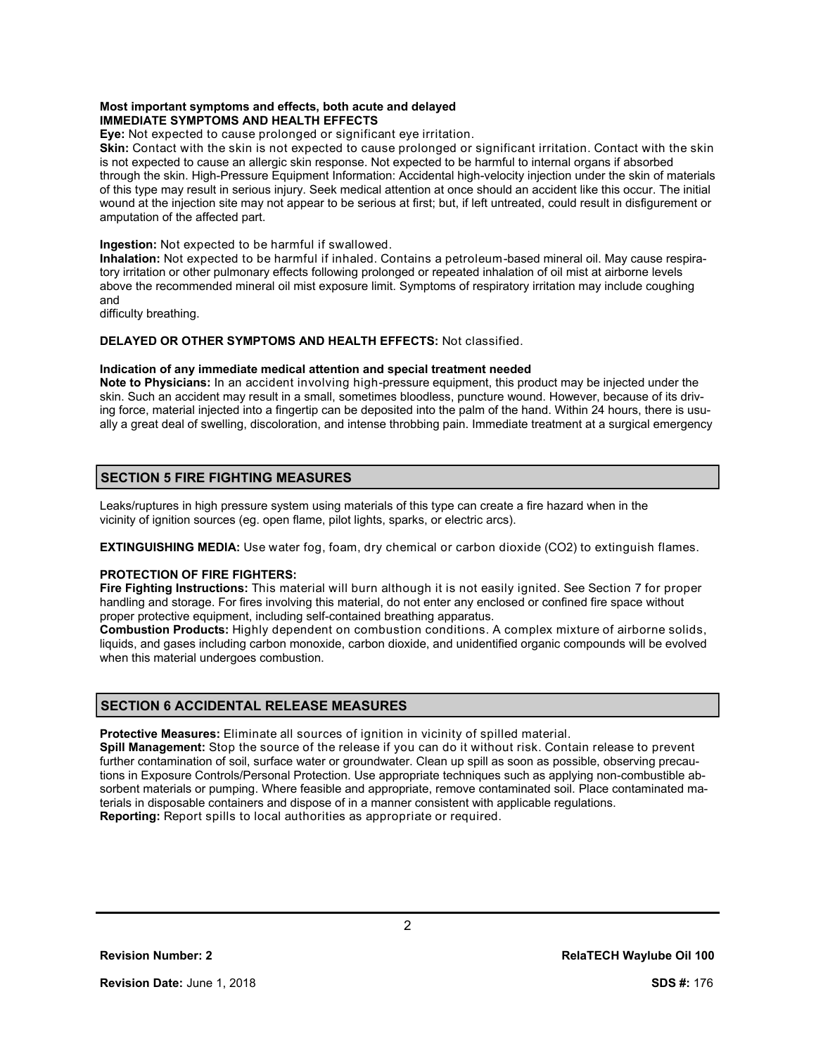**Most important symptoms and effects, both acute and delayed**

**IMMEDIATE SYMPTOMS AND HEALTH EFFECTS**

**Eye:** Not expected to cause prolonged or significant eye irritation.

**Skin:** Contact with the skin is not expected to cause prolonged or significant irritation. Contact with the skin is not expected to cause an allergic skin response. Not expected to be harmful to internal organs if absorbed through the skin. High-Pressure Equipment Information: Accidental high-velocity injection under the skin of materials of this type may result in serious injury. Seek medical attention at once should an accident like this occur. The initial wound at the injection site may not appear to be serious at first; but, if left untreated, could result in disfigurement or amputation of the affected part.

**Ingestion:** Not expected to be harmful if swallowed.

**Inhalation:** Not expected to be harmful if inhaled. Contains a petroleum-based mineral oil. May cause respiratory irritation or other pulmonary effects following prolonged or repeated inhalation of oil mist at airborne levels above the recommended mineral oil mist exposure limit. Symptoms of respiratory irritation may include coughing and difficulty breathing.

**DELAYED OR OTHER SYMPTOMS AND HEALTH EFFECTS:** Not classified.

**Indication of any immediate medical attention and special treatment needed**

**Note to Physicians:** In an accident involving high-pressure equipment, this product may be injected under the skin. Such an accident may result in a small, sometimes bloodless, puncture wound. However, because of its driving force, material injected into a fingertip can be deposited into the palm of the hand. Within 24 hours, there is usually a great deal of swelling, discoloration, and intense throbbing pain. Immediate treatment at a surgical emergency

## SECTION 5 FIRE FIGHTING MEASURES

Leaks/ruptures in high pressure system using materials of this type can create a fire hazard when in the vicinity of ignition sources (eg. open flame, pilot lights, sparks, or electric arcs).

**EXTINGUISHING MEDIA:** Use water fog, foam, dry chemical or carbon dioxide ($CO_2$) to extinguish flames.

**PROTECTION OF FIRE FIGHTERS:**

**Fire Fighting Instructions:** This material will burn although it is not easily ignited. See Section 7 for proper handling and storage. For fires involving this material, do not enter any enclosed or confined fire space without proper protective equipment, including self-contained breathing apparatus.

**Combustion Products:** Highly dependent on combustion conditions. A complex mixture of airborne solids, liquids, and gases including carbon monoxide, carbon dioxide, and unidentified organic compounds will be evolved when this material undergoes combustion.

## SECTION 6 ACCIDENTAL RELEASE MEASURES

**Protective Measures:** Eliminate all sources of ignition in vicinity of spilled material.

**Spill Management:** Stop the source of the release if you can do it without risk. Contain release to prevent further contamination of soil, surface water or groundwater. Clean up spill as soon as possible, observing precautions in Exposure Controls/Personal Protection. Use appropriate techniques such as applying non-combustible absorbent materials or pumping. Where feasible and appropriate, remove contaminated soil. Place contaminated materials in disposable containers and dispose of in a manner consistent with applicable regulations.

**Reporting:** Report spills to local authorities as appropriate or required.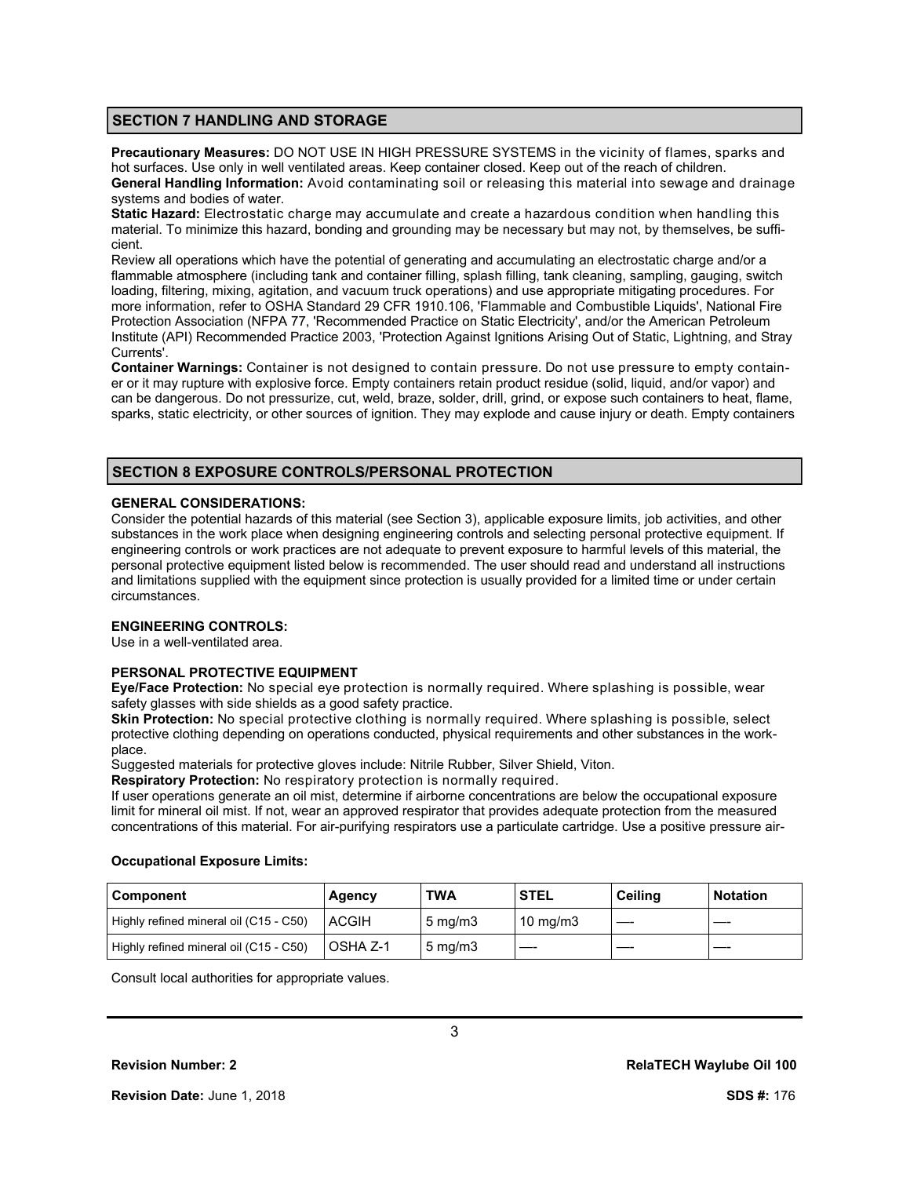## SECTION 7 HANDLING AND STORAGE

**Precautionary Measures:** DO NOT USE IN HIGH PRESSURE SYSTEMS in the vicinity of flames, sparks and hot surfaces. Use only in well ventilated areas. Keep container closed. Keep out of the reach of children.
**General Handling Information:** Avoid contaminating soil or releasing this material into sewage and drainage systems and bodies of water.
**Static Hazard:** Electrostatic charge may accumulate and create a hazardous condition when handling this material. To minimize this hazard, bonding and grounding may be necessary but may not, by themselves, be sufficient.
Review all operations which have the potential of generating and accumulating an electrostatic charge and/or a flammable atmosphere (including tank and container filling, splash filling, tank cleaning, sampling, gauging, switch loading, filtering, mixing, agitation, and vacuum truck operations) and use appropriate mitigating procedures. For more information, refer to OSHA Standard 29 CFR 1910.106, 'Flammable and Combustible Liquids', National Fire Protection Association (NFPA 77, 'Recommended Practice on Static Electricity', and/or the American Petroleum Institute (API) Recommended Practice 2003, 'Protection Against Ignitions Arising Out of Static, Lightning, and Stray Currents'.
**Container Warnings:** Container is not designed to contain pressure. Do not use pressure to empty container or it may rupture with explosive force. Empty containers retain product residue (solid, liquid, and/or vapor) and can be dangerous. Do not pressurize, cut, weld, braze, solder, drill, grind, or expose such containers to heat, flame, sparks, static electricity, or other sources of ignition. They may explode and cause injury or death. Empty containers

## SECTION 8 EXPOSURE CONTROLS/PERSONAL PROTECTION

**GENERAL CONSIDERATIONS:**
Consider the potential hazards of this material (see Section 3), applicable exposure limits, job activities, and other substances in the work place when designing engineering controls and selecting personal protective equipment. If engineering controls or work practices are not adequate to prevent exposure to harmful levels of this material, the personal protective equipment listed below is recommended. The user should read and understand all instructions and limitations supplied with the equipment since protection is usually provided for a limited time or under certain circumstances.

**ENGINEERING CONTROLS:**
Use in a well-ventilated area.

**PERSONAL PROTECTIVE EQUIPMENT**
**Eye/Face Protection:** No special eye protection is normally required. Where splashing is possible, wear safety glasses with side shields as a good safety practice.
**Skin Protection:** No special protective clothing is normally required. Where splashing is possible, select protective clothing depending on operations conducted, physical requirements and other substances in the workplace.
Suggested materials for protective gloves include: Nitrile Rubber, Silver Shield, Viton.
**Respiratory Protection:** No respiratory protection is normally required.
If user operations generate an oil mist, determine if airborne concentrations are below the occupational exposure limit for mineral oil mist. If not, wear an approved respirator that provides adequate protection from the measured concentrations of this material. For air-purifying respirators use a particulate cartridge. Use a positive pressure air-

**Occupational Exposure Limits:**

| Component | Agency | TWA | STEL | Ceiling | Notation |
|---|---|---|---|---|---|
| Highly refined mineral oil (C15 - C50) | ACGIH | 5 mg/m3 | 10 mg/m3 | — | — |
| Highly refined mineral oil (C15 - C50) | OSHA Z-1 | 5 mg/m3 | — | — | — |

Consult local authorities for appropriate values.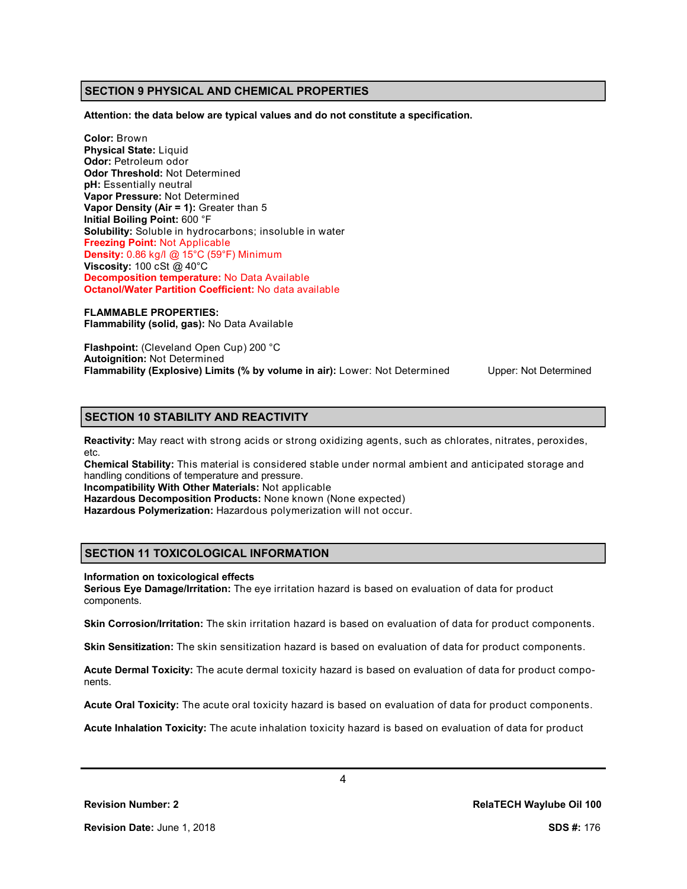## SECTION 9 PHYSICAL AND CHEMICAL PROPERTIES

**Attention: the data below are typical values and do not constitute a specification.**

**Color:** Brown
**Physical State:** Liquid
**Odor:** Petroleum odor
**Odor Threshold:** Not Determined
**pH:** Essentially neutral
**Vapor Pressure:** Not Determined
**Vapor Density (Air = 1):** Greater than 5
**Initial Boiling Point:** 600 °F
**Solubility:** Soluble in hydrocarbons; insoluble in water
**Freezing Point:** Not Applicable
**Density:** 0.86 kg/l @ 15°C (59°F) Minimum
**Viscosity:** 100 cSt @ 40°C
**Decomposition temperature:** No Data Available
**Octanol/Water Partition Coefficient:** No data available

**FLAMMABLE PROPERTIES:**
**Flammability (solid, gas):** No Data Available

**Flashpoint:** (Cleveland Open Cup) 200 °C
**Autoignition:** Not Determined
**Flammability (Explosive) Limits (% by volume in air):** Lower: Not Determined Upper: Not Determined

## SECTION 10 STABILITY AND REACTIVITY

**Reactivity:** May react with strong acids or strong oxidizing agents, such as chlorates, nitrates, peroxides, etc.
**Chemical Stability:** This material is considered stable under normal ambient and anticipated storage and handling conditions of temperature and pressure.
**Incompatibility With Other Materials:** Not applicable
**Hazardous Decomposition Products:** None known (None expected)
**Hazardous Polymerization:** Hazardous polymerization will not occur.

## SECTION 11 TOXICOLOGICAL INFORMATION

**Information on toxicological effects**
**Serious Eye Damage/Irritation:** The eye irritation hazard is based on evaluation of data for product components.

**Skin Corrosion/Irritation:** The skin irritation hazard is based on evaluation of data for product components.

**Skin Sensitization:** The skin sensitization hazard is based on evaluation of data for product components.

**Acute Dermal Toxicity:** The acute dermal toxicity hazard is based on evaluation of data for product components.

**Acute Oral Toxicity:** The acute oral toxicity hazard is based on evaluation of data for product components.

**Acute Inhalation Toxicity:** The acute inhalation toxicity hazard is based on evaluation of data for product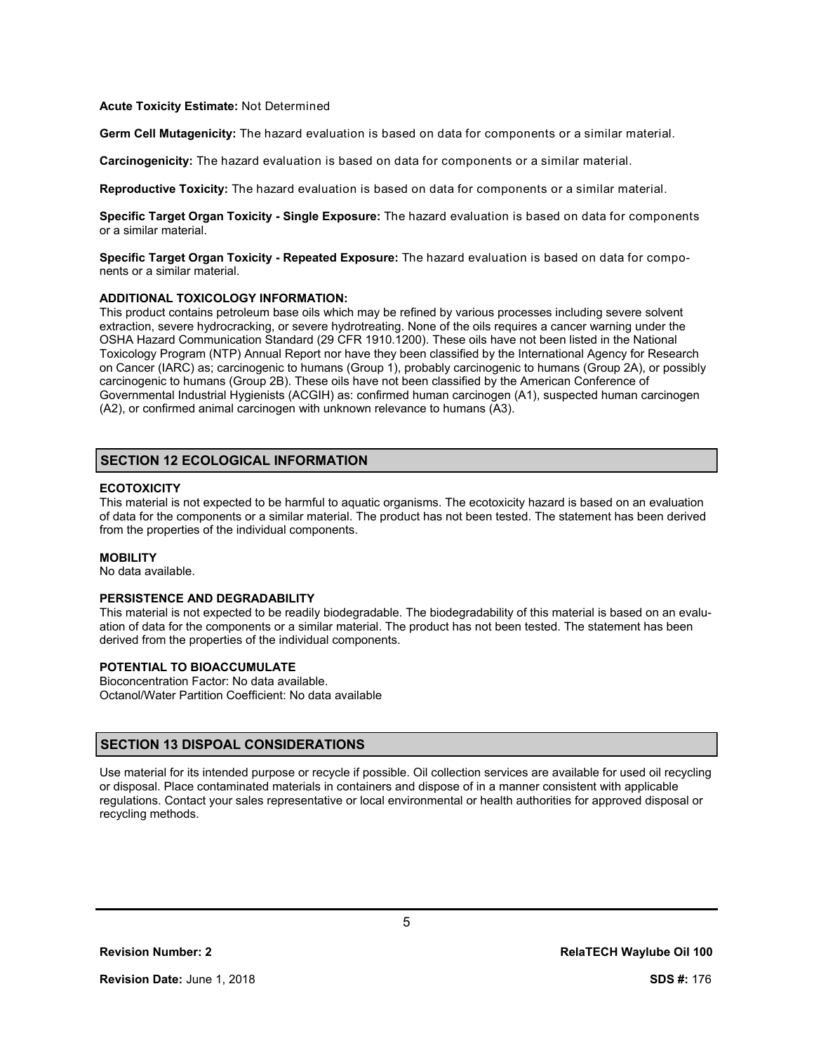**Acute Toxicity Estimate:** Not Determined

**Germ Cell Mutagenicity:** The hazard evaluation is based on data for components or a similar material.

**Carcinogenicity:** The hazard evaluation is based on data for components or a similar material.

**Reproductive Toxicity:** The hazard evaluation is based on data for components or a similar material.

**Specific Target Organ Toxicity - Single Exposure:** The hazard evaluation is based on data for components or a similar material.

**Specific Target Organ Toxicity - Repeated Exposure:** The hazard evaluation is based on data for components or a similar material.

**ADDITIONAL TOXICOLOGY INFORMATION:**

This product contains petroleum base oils which may be refined by various processes including severe solvent extraction, severe hydrocracking, or severe hydrotreating. None of the oils requires a cancer warning under the OSHA Hazard Communication Standard (29 CFR 1910.1200). These oils have not been listed in the National Toxicology Program (NTP) Annual Report nor have they been classified by the International Agency for Research on Cancer (IARC) as; carcinogenic to humans (Group 1), probably carcinogenic to humans (Group 2A), or possibly carcinogenic to humans (Group 2B). These oils have not been classified by the American Conference of Governmental Industrial Hygienists (ACGIH) as: confirmed human carcinogen (A1), suspected human carcinogen (A2), or confirmed animal carcinogen with unknown relevance to humans (A3).

## SECTION 12 ECOLOGICAL INFORMATION

**ECOTOXICITY**

This material is not expected to be harmful to aquatic organisms. The ecotoxicity hazard is based on an evaluation of data for the components or a similar material. The product has not been tested. The statement has been derived from the properties of the individual components.

**MOBILITY**

No data available.

**PERSISTENCE AND DEGRADABILITY**

This material is not expected to be readily biodegradable. The biodegradability of this material is based on an evaluation of data for the components or a similar material. The product has not been tested. The statement has been derived from the properties of the individual components.

**POTENTIAL TO BIOACCUMULATE**

Bioconcentration Factor: No data available.
Octanol/Water Partition Coefficient: No data available

## SECTION 13 DISPOAL CONSIDERATIONS

Use material for its intended purpose or recycle if possible. Oil collection services are available for used oil recycling or disposal. Place contaminated materials in containers and dispose of in a manner consistent with applicable regulations. Contact your sales representative or local environmental or health authorities for approved disposal or recycling methods.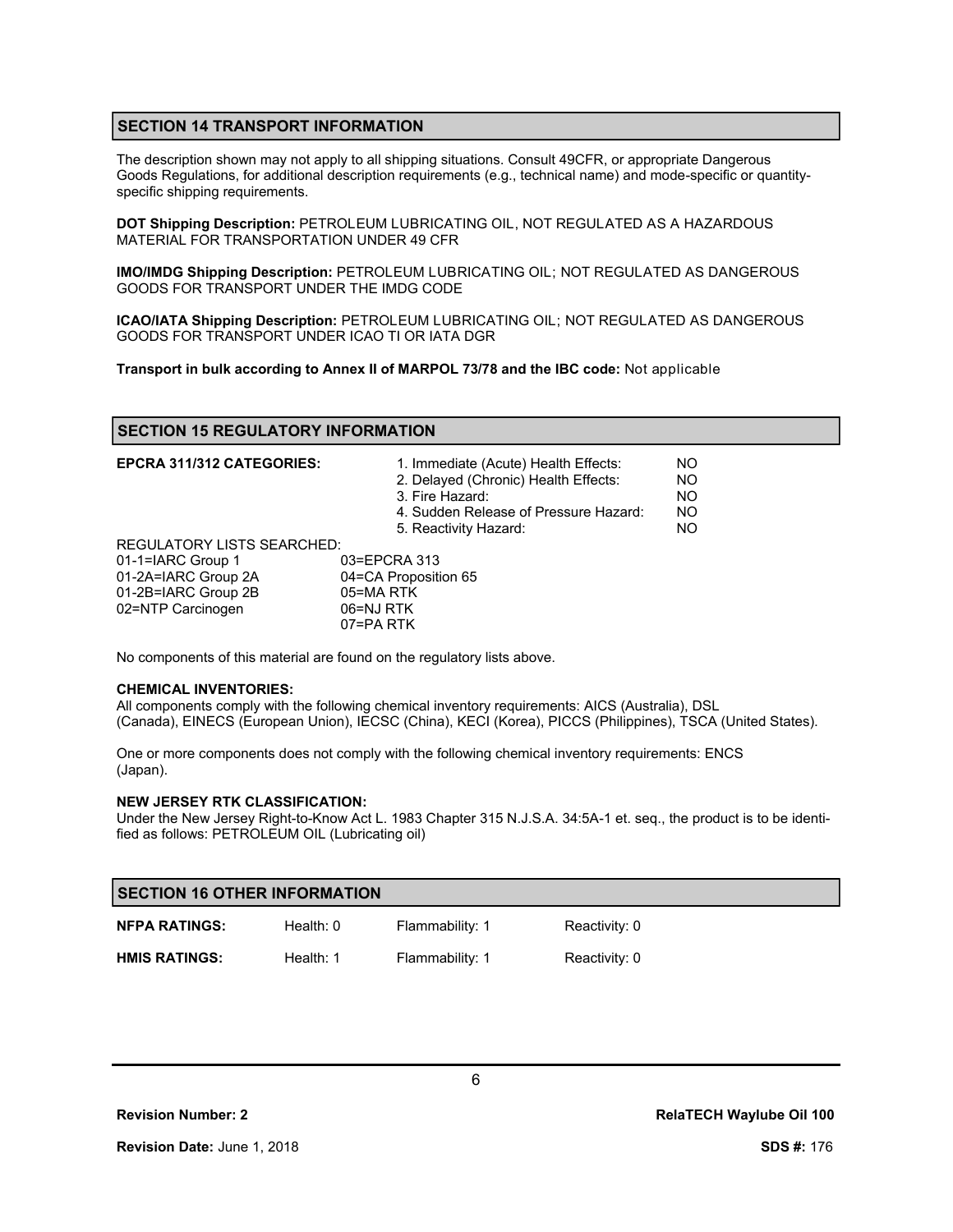## SECTION 14 TRANSPORT INFORMATION

The description shown may not apply to all shipping situations. Consult 49CFR, or appropriate Dangerous Goods Regulations, for additional description requirements (e.g., technical name) and mode-specific or quantity-specific shipping requirements.

**DOT Shipping Description:** PETROLEUM LUBRICATING OIL, NOT REGULATED AS A HAZARDOUS MATERIAL FOR TRANSPORTATION UNDER 49 CFR

**IMO/IMDG Shipping Description:** PETROLEUM LUBRICATING OIL; NOT REGULATED AS DANGEROUS GOODS FOR TRANSPORT UNDER THE IMDG CODE

**ICAO/IATA Shipping Description:** PETROLEUM LUBRICATING OIL; NOT REGULATED AS DANGEROUS GOODS FOR TRANSPORT UNDER ICAO TI OR IATA DGR

**Transport in bulk according to Annex II of MARPOL 73/78 and the IBC code:** Not applicable

## SECTION 15 REGULATORY INFORMATION

**EPCRA 311/312 CATEGORIES:**

| | |
|---|---|
| 1. Immediate (Acute) Health Effects: | NO |
| 2. Delayed (Chronic) Health Effects: | NO |
| 3. Fire Hazard: | NO |
| 4. Sudden Release of Pressure Hazard: | NO |
| 5. Reactivity Hazard: | NO |

REGULATORY LISTS SEARCHED:

| | |
|---|---|
| 01-1=IARC Group 1 | 03=EPCRA 313 |
| 01-2A=IARC Group 2A | 04=CA Proposition 65 |
| 01-2B=IARC Group 2B | 05=MA RTK |
| 02=NTP Carcinogen | 06=NJ RTK |
| | 07=PA RTK |

No components of this material are found on the regulatory lists above.

**CHEMICAL INVENTORIES:**

All components comply with the following chemical inventory requirements: AICS (Australia), DSL (Canada), EINECS (European Union), IECSC (China), KECI (Korea), PICCS (Philippines), TSCA (United States).

One or more components does not comply with the following chemical inventory requirements: ENCS (Japan).

**NEW JERSEY RTK CLASSIFICATION:**

Under the New Jersey Right-to-Know Act L. 1983 Chapter 315 N.J.S.A. 34:5A-1 et. seq., the product is to be identified as follows: PETROLEUM OIL (Lubricating oil)

## SECTION 16 OTHER INFORMATION

| | | | |
|---|---|---|---|
| **NFPA RATINGS:** | Health: 0 | Flammability: 1 | Reactivity: 0 |
| **HMIS RATINGS:** | Health: 1 | Flammability: 1 | Reactivity: 0 |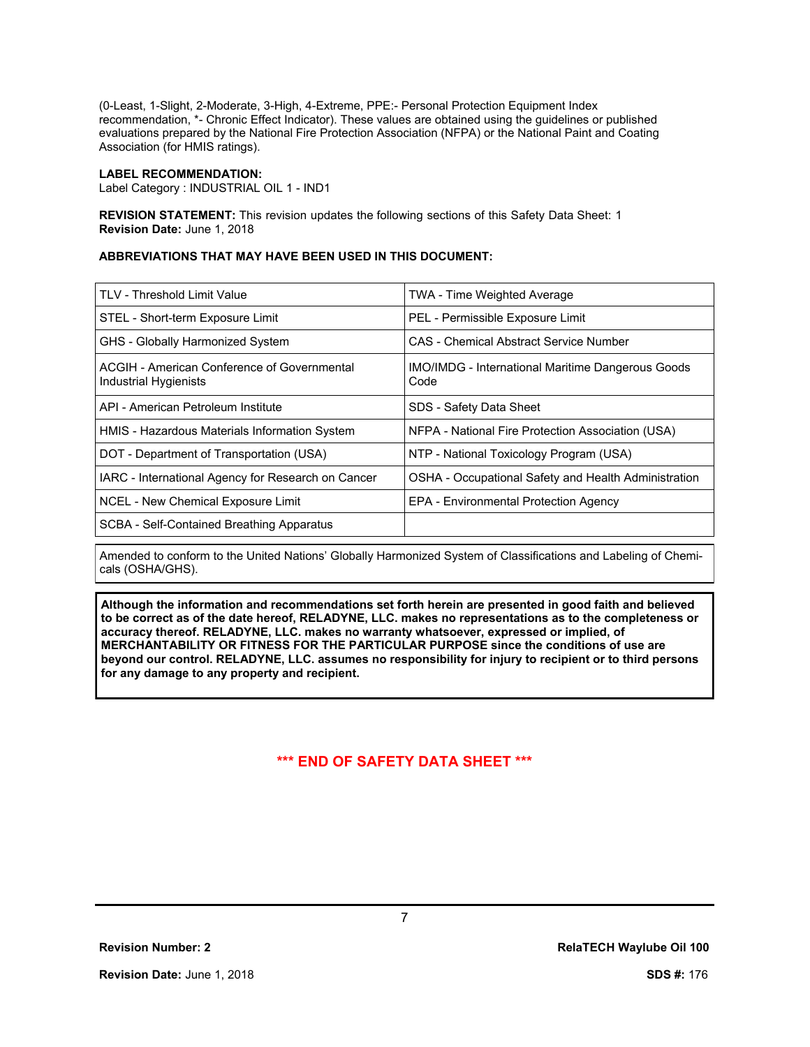(0-Least, 1-Slight, 2-Moderate, 3-High, 4-Extreme, PPE:- Personal Protection Equipment Index recommendation, *- Chronic Effect Indicator). These values are obtained using the guidelines or published evaluations prepared by the National Fire Protection Association (NFPA) or the National Paint and Coating Association (for HMIS ratings).

**LABEL RECOMMENDATION:**
Label Category : INDUSTRIAL OIL 1 - IND1

**REVISION STATEMENT:** This revision updates the following sections of this Safety Data Sheet: 1
**Revision Date:** June 1, 2018

**ABBREVIATIONS THAT MAY HAVE BEEN USED IN THIS DOCUMENT:**

| | |
|---|---|
| TLV - Threshold Limit Value | TWA - Time Weighted Average |
| STEL - Short-term Exposure Limit | PEL - Permissible Exposure Limit |
| GHS - Globally Harmonized System | CAS - Chemical Abstract Service Number |
| ACGIH - American Conference of Governmental Industrial Hygienists | IMO/IMDG - International Maritime Dangerous Goods Code |
| API - American Petroleum Institute | SDS - Safety Data Sheet |
| HMIS - Hazardous Materials Information System | NFPA - National Fire Protection Association (USA) |
| DOT - Department of Transportation (USA) | NTP - National Toxicology Program (USA) |
| IARC - International Agency for Research on Cancer | OSHA - Occupational Safety and Health Administration |
| NCEL - New Chemical Exposure Limit | EPA - Environmental Protection Agency |
| SCBA - Self-Contained Breathing Apparatus | |

Amended to conform to the United Nations' Globally Harmonized System of Classifications and Labeling of Chemicals (OSHA/GHS).

**Although the information and recommendations set forth herein are presented in good faith and believed to be correct as of the date hereof, RELADYNE, LLC. makes no representations as to the completeness or accuracy thereof. RELADYNE, LLC. makes no warranty whatsoever, expressed or implied, of MERCHANTABILITY OR FITNESS FOR THE PARTICULAR PURPOSE since the conditions of use are beyond our control. RELADYNE, LLC. assumes no responsibility for injury to recipient or to third persons for any damage to any property and recipient.**

**\*\*\* END OF SAFETY DATA SHEET \*\*\***